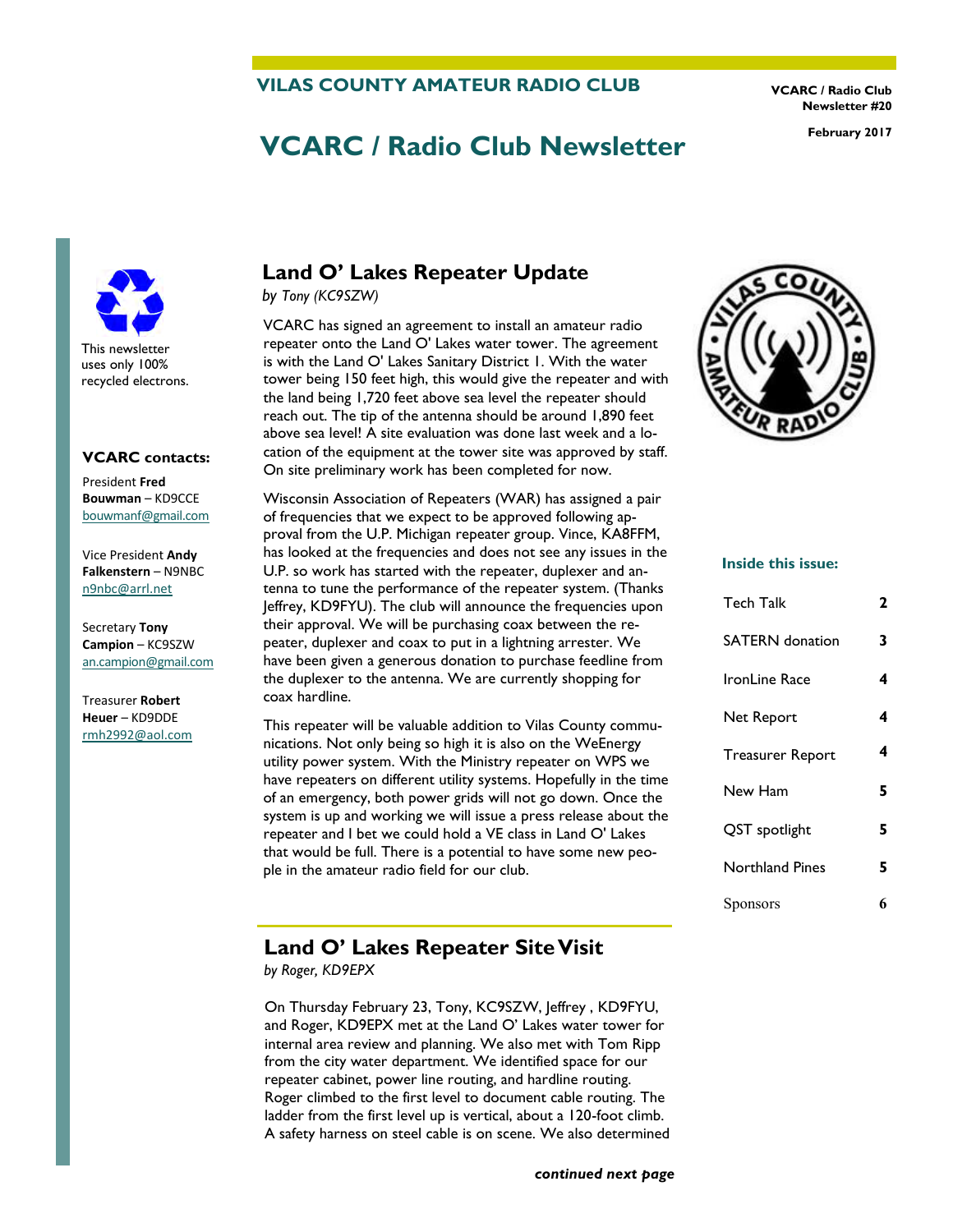# VILAS COUNTY AMATEUR RADIO CLUB

VCARC / Radio Club Newsletter #20

February 2017

# VCARC / Radio Club Newsletter

This newsletter uses only 100% recycled electrons.

### VCARC contacts:

President **Fred Bouwman** – KD9CCE
bouwmanf@gmail.com

Vice President **Andy Falkenstern** – N9NBC
n9nbc@arrl.net

Secretary **Tony Campion** – KC9SZW
an.campion@gmail.com

Treasurer **Robert Heuer** – KD9DDE
rmh2992@aol.com

### Inside this issue:

| | |
|---|---|
| Tech Talk | 2 |
| SATERN donation | 3 |
| IronLine Race | 4 |
| Net Report | 4 |
| Treasurer Report | 4 |
| New Ham | 5 |
| QST spotlight | 5 |
| Northland Pines | 5 |
| Sponsors | 6 |

## Land O' Lakes Repeater Update

*by Tony (KC9SZW)*

VCARC has signed an agreement to install an amateur radio repeater onto the Land O' Lakes water tower. The agreement is with the Land O' Lakes Sanitary District 1. With the water tower being 150 feet high, this would give the repeater and with the land being 1,720 feet above sea level the repeater should reach out. The tip of the antenna should be around 1,890 feet above sea level! A site evaluation was done last week and a location of the equipment at the tower site was approved by staff. On site preliminary work has been completed for now.

Wisconsin Association of Repeaters (WAR) has assigned a pair of frequencies that we expect to be approved following approval from the U.P. Michigan repeater group. Vince, KA8FFM, has looked at the frequencies and does not see any issues in the U.P. so work has started with the repeater, duplexer and antenna to tune the performance of the repeater system. (Thanks Jeffrey, KD9FYU). The club will announce the frequencies upon their approval. We will be purchasing coax between the repeater, duplexer and coax to put in a lightning arrester. We have been given a generous donation to purchase feedline from the duplexer to the antenna. We are currently shopping for coax hardline.

This repeater will be valuable addition to Vilas County communications. Not only being so high it is also on the WeEnergy utility power system. With the Ministry repeater on WPS we have repeaters on different utility systems. Hopefully in the time of an emergency, both power grids will not go down. Once the system is up and working we will issue a press release about the repeater and I bet we could hold a VE class in Land O' Lakes that would be full. There is a potential to have some new people in the amateur radio field for our club.

## Land O' Lakes Repeater Site Visit

*by Roger, KD9EPX*

On Thursday February 23, Tony, KC9SZW, Jeffrey , KD9FYU, and Roger, KD9EPX met at the Land O' Lakes water tower for internal area review and planning. We also met with Tom Ripp from the city water department. We identified space for our repeater cabinet, power line routing, and hardline routing. Roger climbed to the first level to document cable routing. The ladder from the first level up is vertical, about a 120-foot climb. A safety harness on steel cable is on scene. We also determined

***continued next page***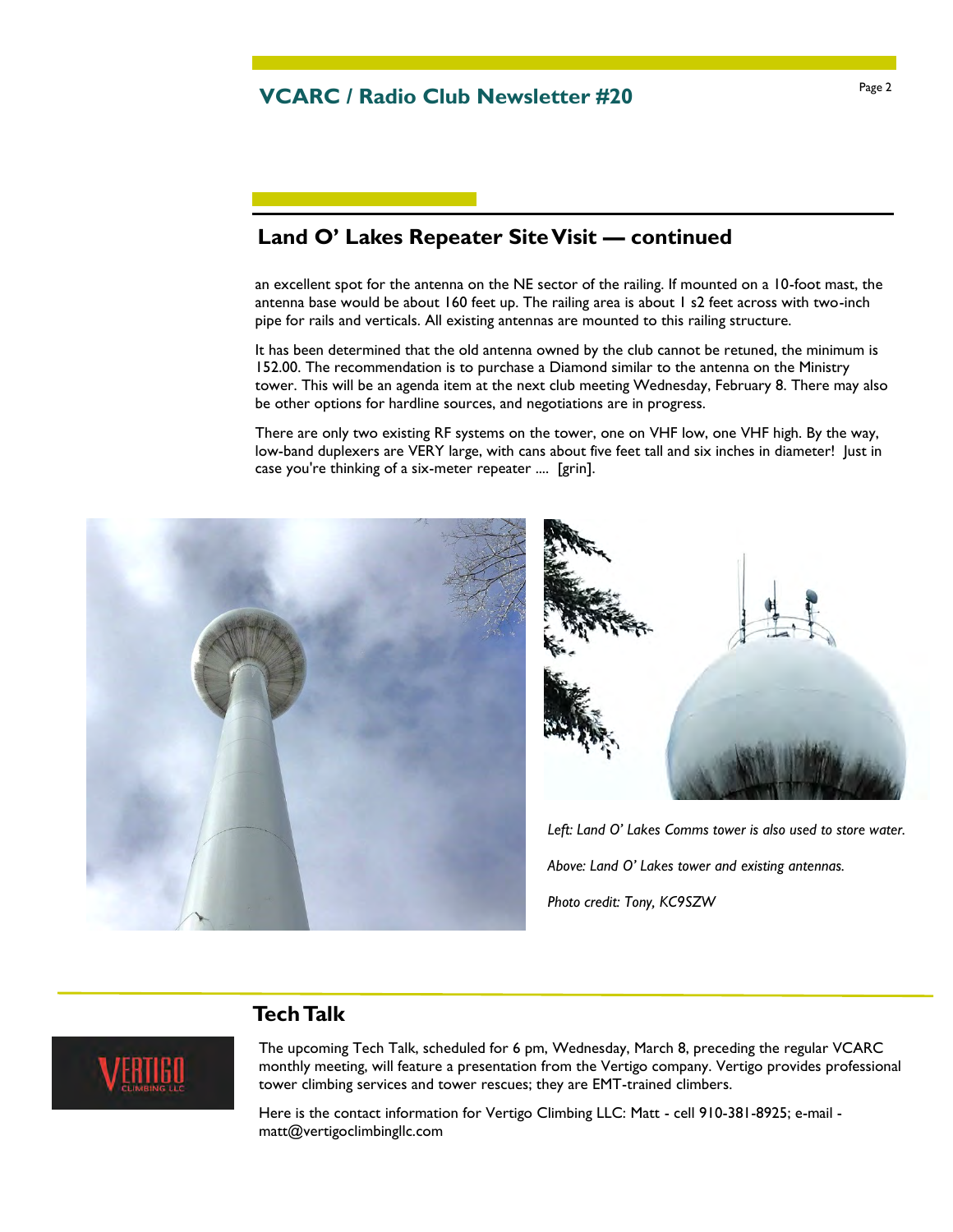## Land O' Lakes Repeater Site Visit — continued

an excellent spot for the antenna on the NE sector of the railing. If mounted on a 10-foot mast, the antenna base would be about 160 feet up. The railing area is about 1 s2 feet across with two-inch pipe for rails and verticals. All existing antennas are mounted to this railing structure.

It has been determined that the old antenna owned by the club cannot be retuned, the minimum is 152.00. The recommendation is to purchase a Diamond similar to the antenna on the Ministry tower. This will be an agenda item at the next club meeting Wednesday, February 8. There may also be other options for hardline sources, and negotiations are in progress.

There are only two existing RF systems on the tower, one on VHF low, one VHF high. By the way, low-band duplexers are VERY large, with cans about five feet tall and six inches in diameter! Just in case you're thinking of a six-meter repeater .... [grin].

*Left: Land O' Lakes Comms tower is also used to store water.*

*Above: Land O' Lakes tower and existing antennas.*

*Photo credit: Tony, KC9SZW*

## Tech Talk

The upcoming Tech Talk, scheduled for 6 pm, Wednesday, March 8, preceding the regular VCARC monthly meeting, will feature a presentation from the Vertigo company. Vertigo provides professional tower climbing services and tower rescues; they are EMT-trained climbers.

Here is the contact information for Vertigo Climbing LLC: Matt - cell 910-381-8925; e-mail - matt@vertigoclimbingllc.com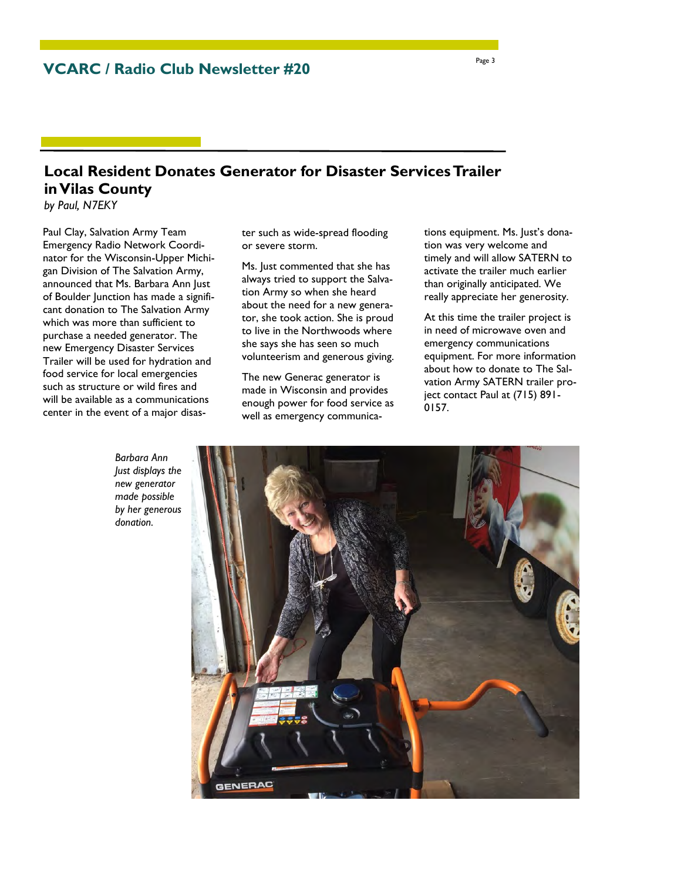## Local Resident Donates Generator for Disaster Services Trailer in Vilas County

*by Paul, N7EKY*

Paul Clay, Salvation Army Team Emergency Radio Network Coordinator for the Wisconsin-Upper Michigan Division of The Salvation Army, announced that Ms. Barbara Ann Just of Boulder Junction has made a significant donation to The Salvation Army which was more than sufficient to purchase a needed generator. The new Emergency Disaster Services Trailer will be used for hydration and food service for local emergencies such as structure or wild fires and will be available as a communications center in the event of a major disaster such as wide-spread flooding or severe storm.

Ms. Just commented that she has always tried to support the Salvation Army so when she heard about the need for a new generator, she took action. She is proud to live in the Northwoods where she says she has seen so much volunteerism and generous giving.

The new Generac generator is made in Wisconsin and provides enough power for food service as well as emergency communications equipment. Ms. Just's donation was very welcome and timely and will allow SATERN to activate the trailer much earlier than originally anticipated. We really appreciate her generosity.

At this time the trailer project is in need of microwave oven and emergency communications equipment. For more information about how to donate to The Salvation Army SATERN trailer project contact Paul at (715) 891-0157.

*Barbara Ann Just displays the new generator made possible by her generous donation.*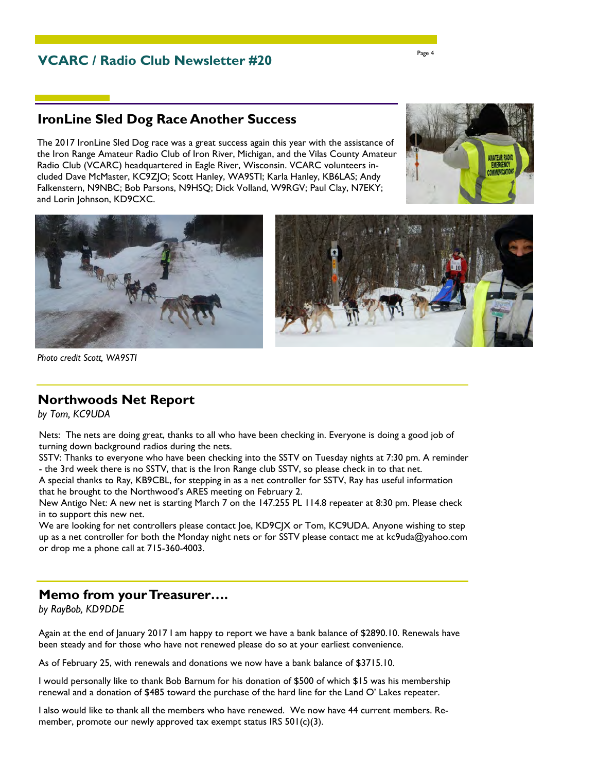## IronLine Sled Dog Race Another Success

The 2017 IronLine Sled Dog race was a great success again this year with the assistance of the Iron Range Amateur Radio Club of Iron River, Michigan, and the Vilas County Amateur Radio Club (VCARC) headquartered in Eagle River, Wisconsin. VCARC volunteers included Dave McMaster, KC9ZJO; Scott Hanley, WA9STI; Karla Hanley, KB6LAS; Andy Falkenstern, N9NBC; Bob Parsons, N9HSQ; Dick Volland, W9RGV; Paul Clay, N7EKY; and Lorin Johnson, KD9CXC.

*Photo credit Scott, WA9STI*

## Northwoods Net Report

*by Tom, KC9UDA*

Nets: The nets are doing great, thanks to all who have been checking in. Everyone is doing a good job of turning down background radios during the nets.

SSTV: Thanks to everyone who have been checking into the SSTV on Tuesday nights at 7:30 pm. A reminder - the 3rd week there is no SSTV, that is the Iron Range club SSTV, so please check in to that net.

A special thanks to Ray, KB9CBL, for stepping in as a net controller for SSTV, Ray has useful information that he brought to the Northwood's ARES meeting on February 2.

New Antigo Net: A new net is starting March 7 on the 147.255 PL 114.8 repeater at 8:30 pm. Please check in to support this new net.

We are looking for net controllers please contact Joe, KD9CJX or Tom, KC9UDA. Anyone wishing to step up as a net controller for both the Monday night nets or for SSTV please contact me at kc9uda@yahoo.com or drop me a phone call at 715-360-4003.

## Memo from your Treasurer….

*by RayBob, KD9DDE*

Again at the end of January 2017 I am happy to report we have a bank balance of $2890.10. Renewals have been steady and for those who have not renewed please do so at your earliest convenience.

As of February 25, with renewals and donations we now have a bank balance of $3715.10.

I would personally like to thank Bob Barnum for his donation of $500 of which $15 was his membership renewal and a donation of $485 toward the purchase of the hard line for the Land O' Lakes repeater.

I also would like to thank all the members who have renewed. We now have 44 current members. Remember, promote our newly approved tax exempt status IRS 501(c)(3).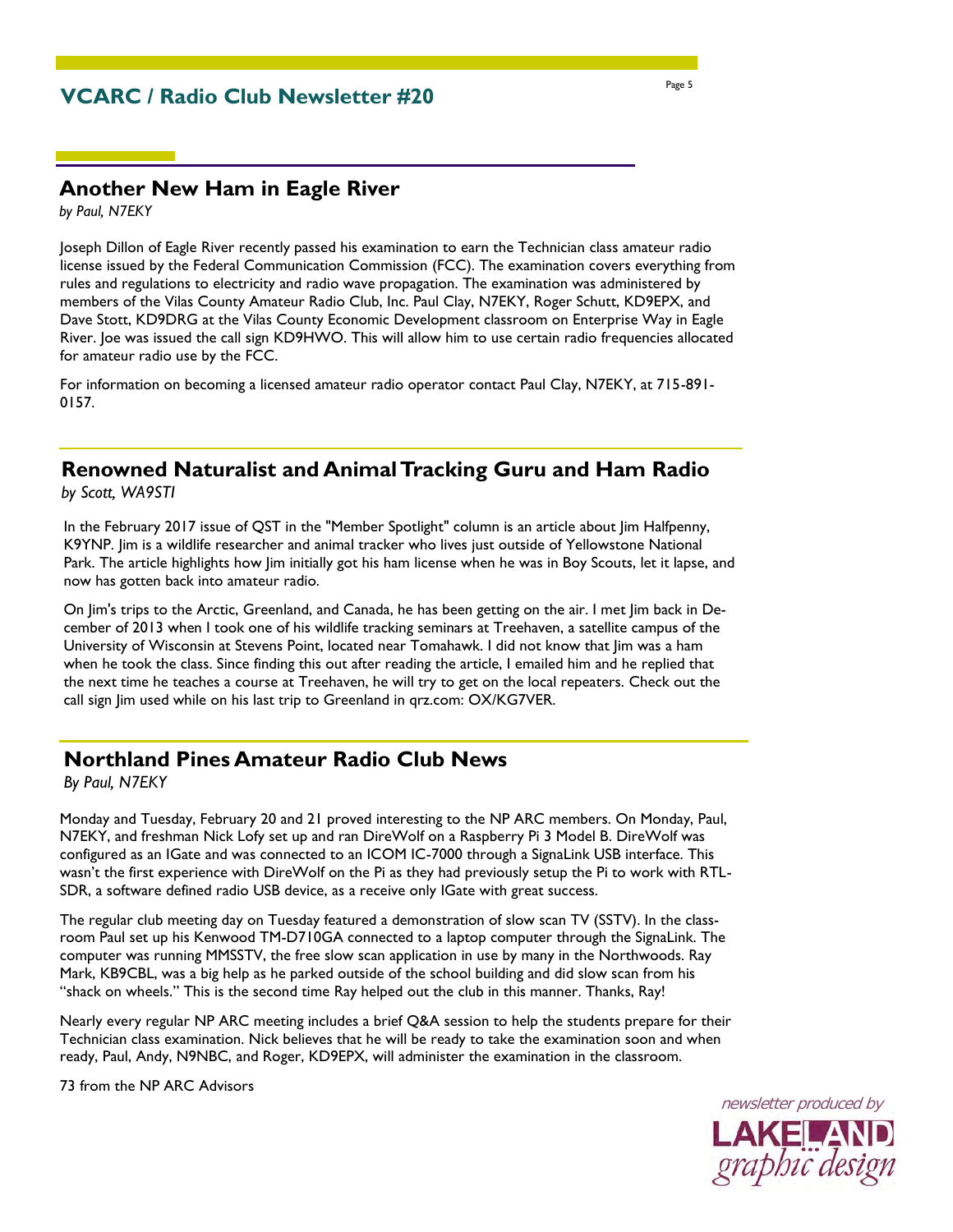## Another New Ham in Eagle River

*by Paul, N7EKY*

Joseph Dillon of Eagle River recently passed his examination to earn the Technician class amateur radio license issued by the Federal Communication Commission (FCC). The examination covers everything from rules and regulations to electricity and radio wave propagation. The examination was administered by members of the Vilas County Amateur Radio Club, Inc. Paul Clay, N7EKY, Roger Schutt, KD9EPX, and Dave Stott, KD9DRG at the Vilas County Economic Development classroom on Enterprise Way in Eagle River. Joe was issued the call sign KD9HWO. This will allow him to use certain radio frequencies allocated for amateur radio use by the FCC.

For information on becoming a licensed amateur radio operator contact Paul Clay, N7EKY, at 715-891-0157.

## Renowned Naturalist and Animal Tracking Guru and Ham Radio

*by Scott, WA9STI*

In the February 2017 issue of QST in the "Member Spotlight" column is an article about Jim Halfpenny, K9YNP. Jim is a wildlife researcher and animal tracker who lives just outside of Yellowstone National Park. The article highlights how Jim initially got his ham license when he was in Boy Scouts, let it lapse, and now has gotten back into amateur radio.

On Jim's trips to the Arctic, Greenland, and Canada, he has been getting on the air. I met Jim back in December of 2013 when I took one of his wildlife tracking seminars at Treehaven, a satellite campus of the University of Wisconsin at Stevens Point, located near Tomahawk. I did not know that Jim was a ham when he took the class. Since finding this out after reading the article, I emailed him and he replied that the next time he teaches a course at Treehaven, he will try to get on the local repeaters. Check out the call sign Jim used while on his last trip to Greenland in qrz.com: OX/KG7VER.

## Northland Pines Amateur Radio Club News

*By Paul, N7EKY*

Monday and Tuesday, February 20 and 21 proved interesting to the NP ARC members. On Monday, Paul, N7EKY, and freshman Nick Lofy set up and ran DireWolf on a Raspberry Pi 3 Model B. DireWolf was configured as an IGate and was connected to an ICOM IC-7000 through a SignaLink USB interface. This wasn't the first experience with DireWolf on the Pi as they had previously setup the Pi to work with RTL-SDR, a software defined radio USB device, as a receive only IGate with great success.

The regular club meeting day on Tuesday featured a demonstration of slow scan TV (SSTV). In the classroom Paul set up his Kenwood TM-D710GA connected to a laptop computer through the SignaLink. The computer was running MMSSTV, the free slow scan application in use by many in the Northwoods. Ray Mark, KB9CBL, was a big help as he parked outside of the school building and did slow scan from his "shack on wheels." This is the second time Ray helped out the club in this manner. Thanks, Ray!

Nearly every regular NP ARC meeting includes a brief Q&A session to help the students prepare for their Technician class examination. Nick believes that he will be ready to take the examination soon and when ready, Paul, Andy, N9NBC, and Roger, KD9EPX, will administer the examination in the classroom.

73 from the NP ARC Advisors

*newsletter produced by* LAKELAND *graphic design*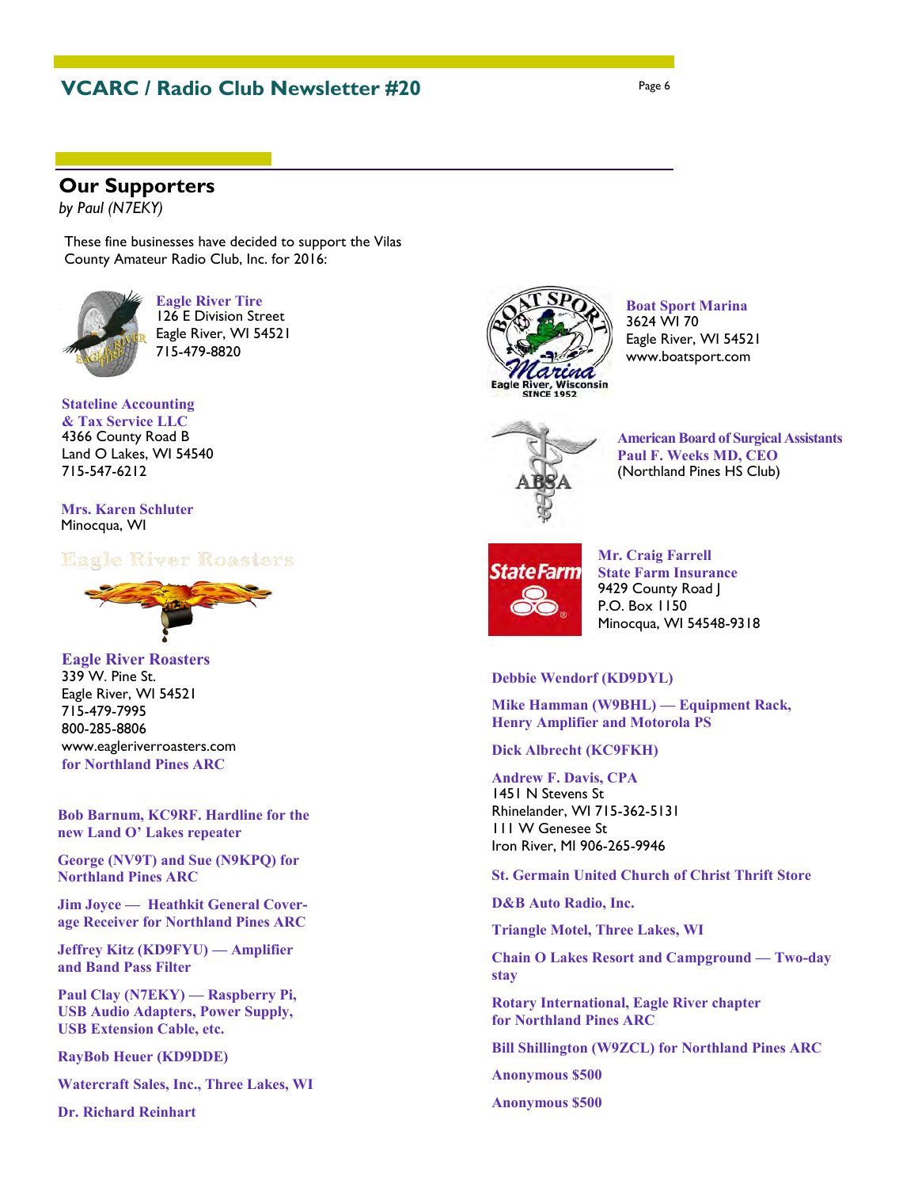## Our Supporters

*by Paul (N7EKY)*

These fine businesses have decided to support the Vilas County Amateur Radio Club, Inc. for 2016:

**Eagle River Tire**
126 E Division Street
Eagle River, WI 54521
715-479-8820

**Stateline Accounting & Tax Service LLC**
4366 County Road B
Land O Lakes, WI 54540
715-547-6212

**Mrs. Karen Schluter**
Minocqua, WI

Eagle River Roasters

**Eagle River Roasters**
339 W. Pine St.
Eagle River, WI 54521
715-479-7995
800-285-8806
www.eagleriverroasters.com
**for Northland Pines ARC**

**Bob Barnum, KC9RF. Hardline for the new Land O' Lakes repeater**

**George (NV9T) and Sue (N9KPQ) for Northland Pines ARC**

**Jim Joyce — Heathkit General Coverage Receiver for Northland Pines ARC**

**Jeffrey Kitz (KD9FYU) — Amplifier and Band Pass Filter**

**Paul Clay (N7EKY) — Raspberry Pi, USB Audio Adapters, Power Supply, USB Extension Cable, etc.**

**RayBob Heuer (KD9DDE)**

**Watercraft Sales, Inc., Three Lakes, WI**

**Dr. Richard Reinhart**

**Boat Sport Marina**
3624 WI 70
Eagle River, WI 54521
www.boatsport.com

**American Board of Surgical Assistants**
**Paul F. Weeks MD, CEO**
(Northland Pines HS Club)

**Mr. Craig Farrell**
**State Farm Insurance**
9429 County Road J
P.O. Box 1150
Minocqua, WI 54548-9318

**Debbie Wendorf (KD9DYL)**

**Mike Hamman (W9BHL) — Equipment Rack, Henry Amplifier and Motorola PS**

**Dick Albrecht (KC9FKH)**

**Andrew F. Davis, CPA**
1451 N Stevens St
Rhinelander, WI 715-362-5131
111 W Genesee St
Iron River, MI 906-265-9946

**St. Germain United Church of Christ Thrift Store**

**D&B Auto Radio, Inc.**

**Triangle Motel, Three Lakes, WI**

**Chain O Lakes Resort and Campground — Two-day stay**

**Rotary International, Eagle River chapter for Northland Pines ARC**

**Bill Shillington (W9ZCL) for Northland Pines ARC**

**Anonymous $500**

**Anonymous $500**